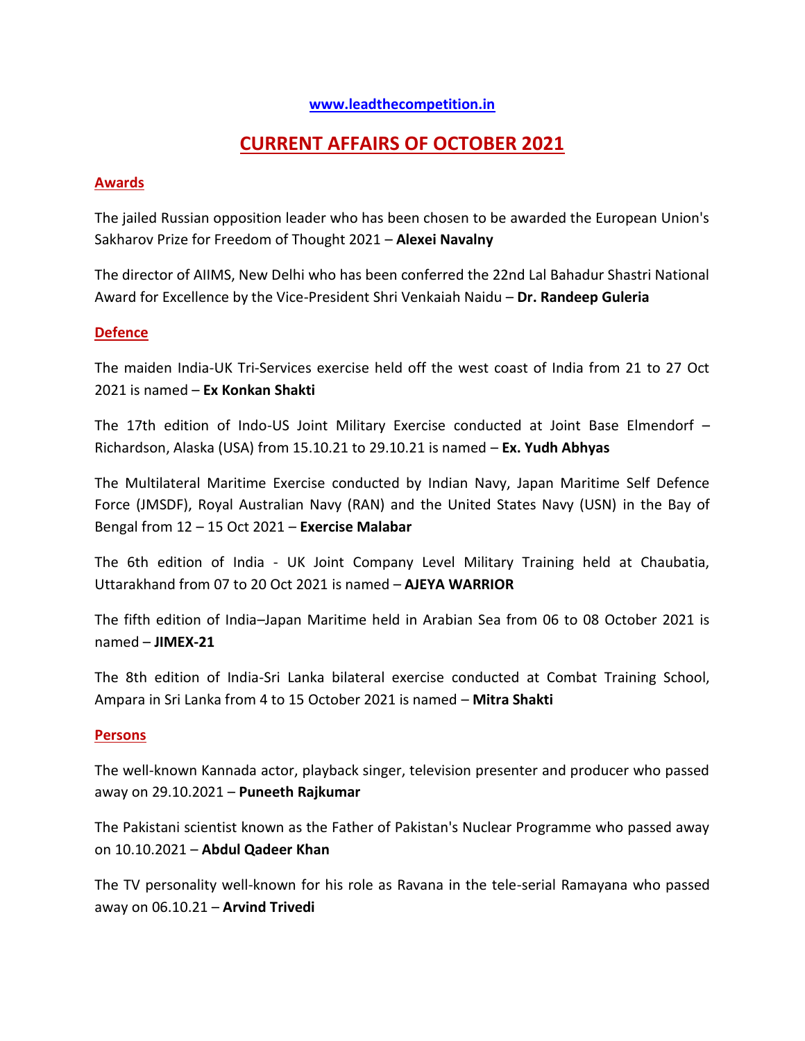www.leadthecompetition.in

# CURRENT AFFAIRS OF OCTOBER 2021

## Awards

The jailed Russian opposition leader who has been chosen to be awarded the European Union's Sakharov Prize for Freedom of Thought 2021 – **Alexei Navalny**

The director of AIIMS, New Delhi who has been conferred the 22nd Lal Bahadur Shastri National Award for Excellence by the Vice-President Shri Venkaiah Naidu – **Dr. Randeep Guleria**

## Defence

The maiden India-UK Tri-Services exercise held off the west coast of India from 21 to 27 Oct 2021 is named – **Ex Konkan Shakti**

The 17th edition of Indo-US Joint Military Exercise conducted at Joint Base Elmendorf – Richardson, Alaska (USA) from 15.10.21 to 29.10.21 is named – **Ex. Yudh Abhyas**

The Multilateral Maritime Exercise conducted by Indian Navy, Japan Maritime Self Defence Force (JMSDF), Royal Australian Navy (RAN) and the United States Navy (USN) in the Bay of Bengal from 12 – 15 Oct 2021 – **Exercise Malabar**

The 6th edition of India - UK Joint Company Level Military Training held at Chaubatia, Uttarakhand from 07 to 20 Oct 2021 is named – **AJEYA WARRIOR**

The fifth edition of India–Japan Maritime held in Arabian Sea from 06 to 08 October 2021 is named – **JIMEX-21**

The 8th edition of India-Sri Lanka bilateral exercise conducted at Combat Training School, Ampara in Sri Lanka from 4 to 15 October 2021 is named – **Mitra Shakti**

## Persons

The well-known Kannada actor, playback singer, television presenter and producer who passed away on 29.10.2021 – **Puneeth Rajkumar**

The Pakistani scientist known as the Father of Pakistan's Nuclear Programme who passed away on 10.10.2021 – **Abdul Qadeer Khan**

The TV personality well-known for his role as Ravana in the tele-serial Ramayana who passed away on 06.10.21 – **Arvind Trivedi**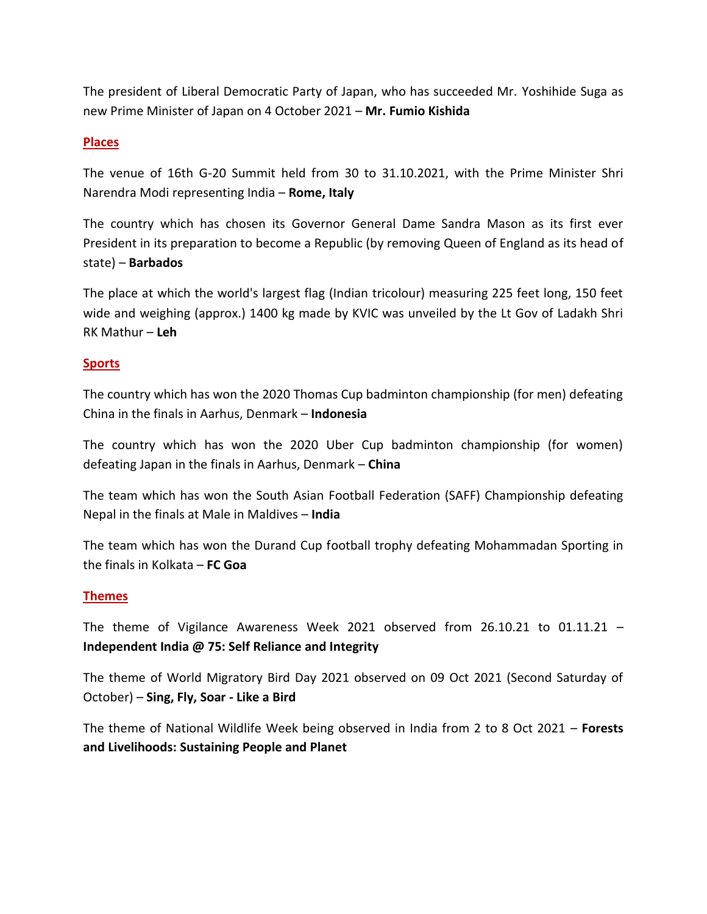The president of Liberal Democratic Party of Japan, who has succeeded Mr. Yoshihide Suga as new Prime Minister of Japan on 4 October 2021 – **Mr. Fumio Kishida**

## Places

The venue of 16th G-20 Summit held from 30 to 31.10.2021, with the Prime Minister Shri Narendra Modi representing India – **Rome, Italy**

The country which has chosen its Governor General Dame Sandra Mason as its first ever President in its preparation to become a Republic (by removing Queen of England as its head of state) – **Barbados**

The place at which the world's largest flag (Indian tricolour) measuring 225 feet long, 150 feet wide and weighing (approx.) 1400 kg made by KVIC was unveiled by the Lt Gov of Ladakh Shri RK Mathur – **Leh**

## Sports

The country which has won the 2020 Thomas Cup badminton championship (for men) defeating China in the finals in Aarhus, Denmark – **Indonesia**

The country which has won the 2020 Uber Cup badminton championship (for women) defeating Japan in the finals in Aarhus, Denmark – **China**

The team which has won the South Asian Football Federation (SAFF) Championship defeating Nepal in the finals at Male in Maldives – **India**

The team which has won the Durand Cup football trophy defeating Mohammadan Sporting in the finals in Kolkata – **FC Goa**

## Themes

The theme of Vigilance Awareness Week 2021 observed from 26.10.21 to 01.11.21 – **Independent India @ 75: Self Reliance and Integrity**

The theme of World Migratory Bird Day 2021 observed on 09 Oct 2021 (Second Saturday of October) – **Sing, Fly, Soar - Like a Bird**

The theme of National Wildlife Week being observed in India from 2 to 8 Oct 2021 – **Forests and Livelihoods: Sustaining People and Planet**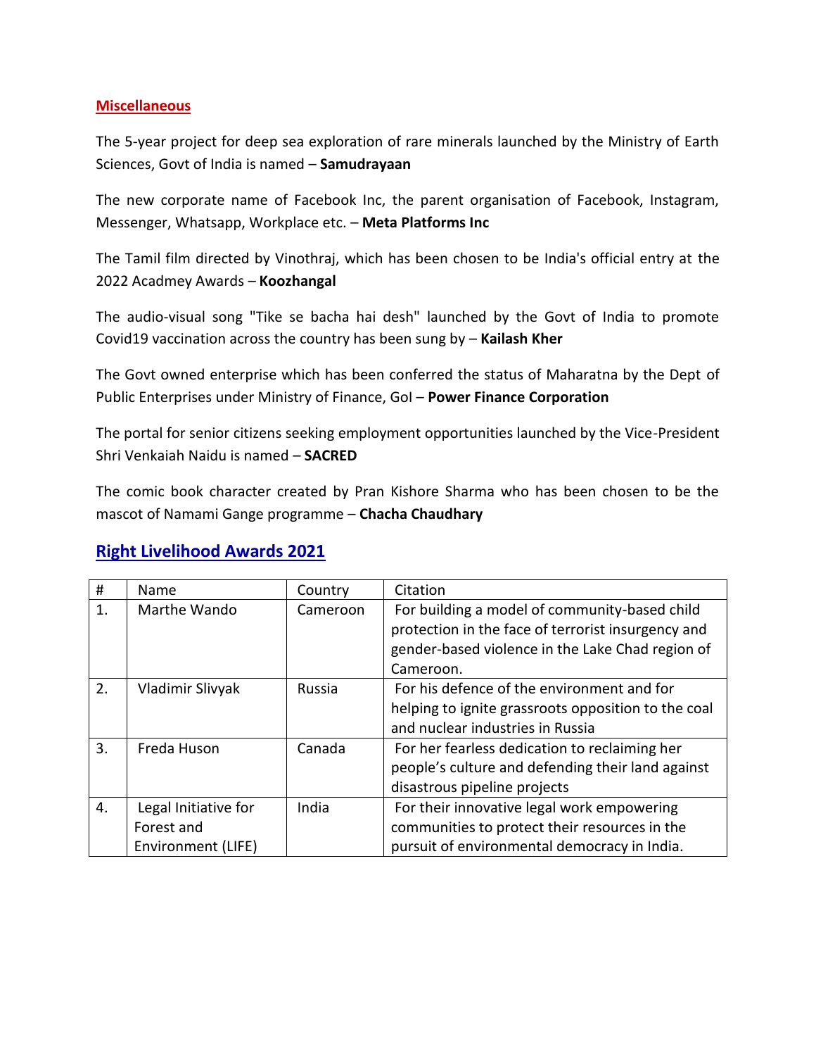## Miscellaneous

The 5-year project for deep sea exploration of rare minerals launched by the Ministry of Earth Sciences, Govt of India is named – **Samudrayaan**

The new corporate name of Facebook Inc, the parent organisation of Facebook, Instagram, Messenger, Whatsapp, Workplace etc. – **Meta Platforms Inc**

The Tamil film directed by Vinothraj, which has been chosen to be India's official entry at the 2022 Acadmey Awards – **Koozhangal**

The audio-visual song "Tike se bacha hai desh" launched by the Govt of India to promote Covid19 vaccination across the country has been sung by – **Kailash Kher**

The Govt owned enterprise which has been conferred the status of Maharatna by the Dept of Public Enterprises under Ministry of Finance, GoI – **Power Finance Corporation**

The portal for senior citizens seeking employment opportunities launched by the Vice-President Shri Venkaiah Naidu is named – **SACRED**

The comic book character created by Pran Kishore Sharma who has been chosen to be the mascot of Namami Gange programme – **Chacha Chaudhary**

## Right Livelihood Awards 2021

| # | Name | Country | Citation |
|---|---|---|---|
| 1. | Marthe Wando | Cameroon | For building a model of community-based child protection in the face of terrorist insurgency and gender-based violence in the Lake Chad region of Cameroon. |
| 2. | Vladimir Slivyak | Russia | For his defence of the environment and for helping to ignite grassroots opposition to the coal and nuclear industries in Russia |
| 3. | Freda Huson | Canada | For her fearless dedication to reclaiming her people's culture and defending their land against disastrous pipeline projects |
| 4. | Legal Initiative for Forest and Environment (LIFE) | India | For their innovative legal work empowering communities to protect their resources in the pursuit of environmental democracy in India. |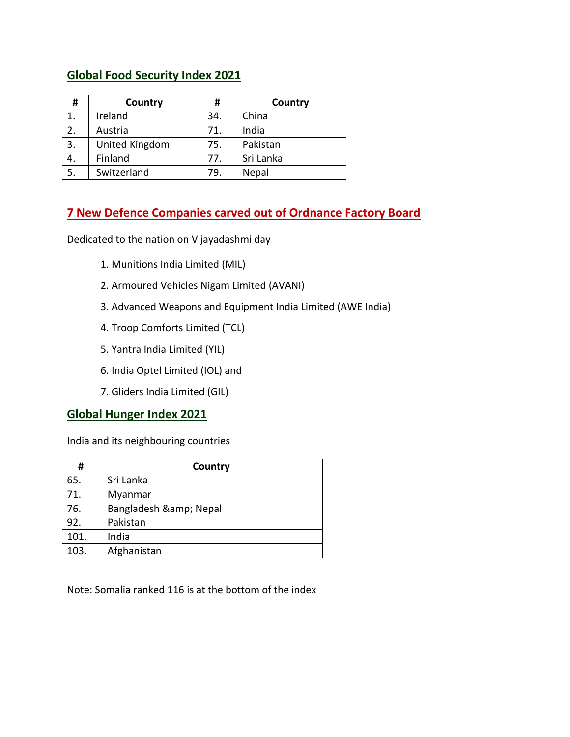## Global Food Security Index 2021

| # | Country | # | Country |
|---|---|---|---|
| 1. | Ireland | 34. | China |
| 2. | Austria | 71. | India |
| 3. | United Kingdom | 75. | Pakistan |
| 4. | Finland | 77. | Sri Lanka |
| 5. | Switzerland | 79. | Nepal |

## 7 New Defence Companies carved out of Ordnance Factory Board

Dedicated to the nation on Vijayadashmi day

1. Munitions India Limited (MIL)
2. Armoured Vehicles Nigam Limited (AVANI)
3. Advanced Weapons and Equipment India Limited (AWE India)
4. Troop Comforts Limited (TCL)
5. Yantra India Limited (YIL)
6. India Optel Limited (IOL) and
7. Gliders India Limited (GIL)

## Global Hunger Index 2021

India and its neighbouring countries

| # | Country |
|---|---|
| 65. | Sri Lanka |
| 71. | Myanmar |
| 76. | Bangladesh &amp; Nepal |
| 92. | Pakistan |
| 101. | India |
| 103. | Afghanistan |

Note: Somalia ranked 116 is at the bottom of the index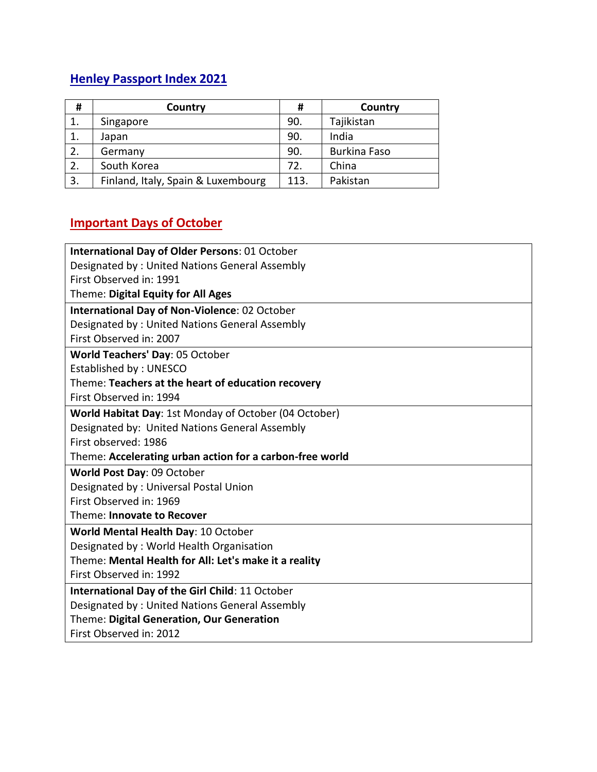## Henley Passport Index 2021

| # | Country | # | Country |
|---|---|---|---|
| 1. | Singapore | 90. | Tajikistan |
| 1. | Japan | 90. | India |
| 2. | Germany | 90. | Burkina Faso |
| 2. | South Korea | 72. | China |
| 3. | Finland, Italy, Spain & Luxembourg | 113. | Pakistan |

## Important Days of October

| |
|---|
| **International Day of Older Persons**: 01 October<br>Designated by : United Nations General Assembly<br>First Observed in: 1991<br>Theme: **Digital Equity for All Ages** |
| **International Day of Non-Violence**: 02 October<br>Designated by : United Nations General Assembly<br>First Observed in: 2007 |
| **World Teachers' Day**: 05 October<br>Established by : UNESCO<br>Theme: **Teachers at the heart of education recovery**<br>First Observed in: 1994 |
| **World Habitat Day**: 1st Monday of October (04 October)<br>Designated by: United Nations General Assembly<br>First observed: 1986<br>Theme: **Accelerating urban action for a carbon-free world** |
| **World Post Day**: 09 October<br>Designated by : Universal Postal Union<br>First Observed in: 1969<br>Theme: **Innovate to Recover** |
| **World Mental Health Day**: 10 October<br>Designated by : World Health Organisation<br>Theme: **Mental Health for All: Let's make it a reality**<br>First Observed in: 1992 |
| **International Day of the Girl Child**: 11 October<br>Designated by : United Nations General Assembly<br>Theme: **Digital Generation, Our Generation**<br>First Observed in: 2012 |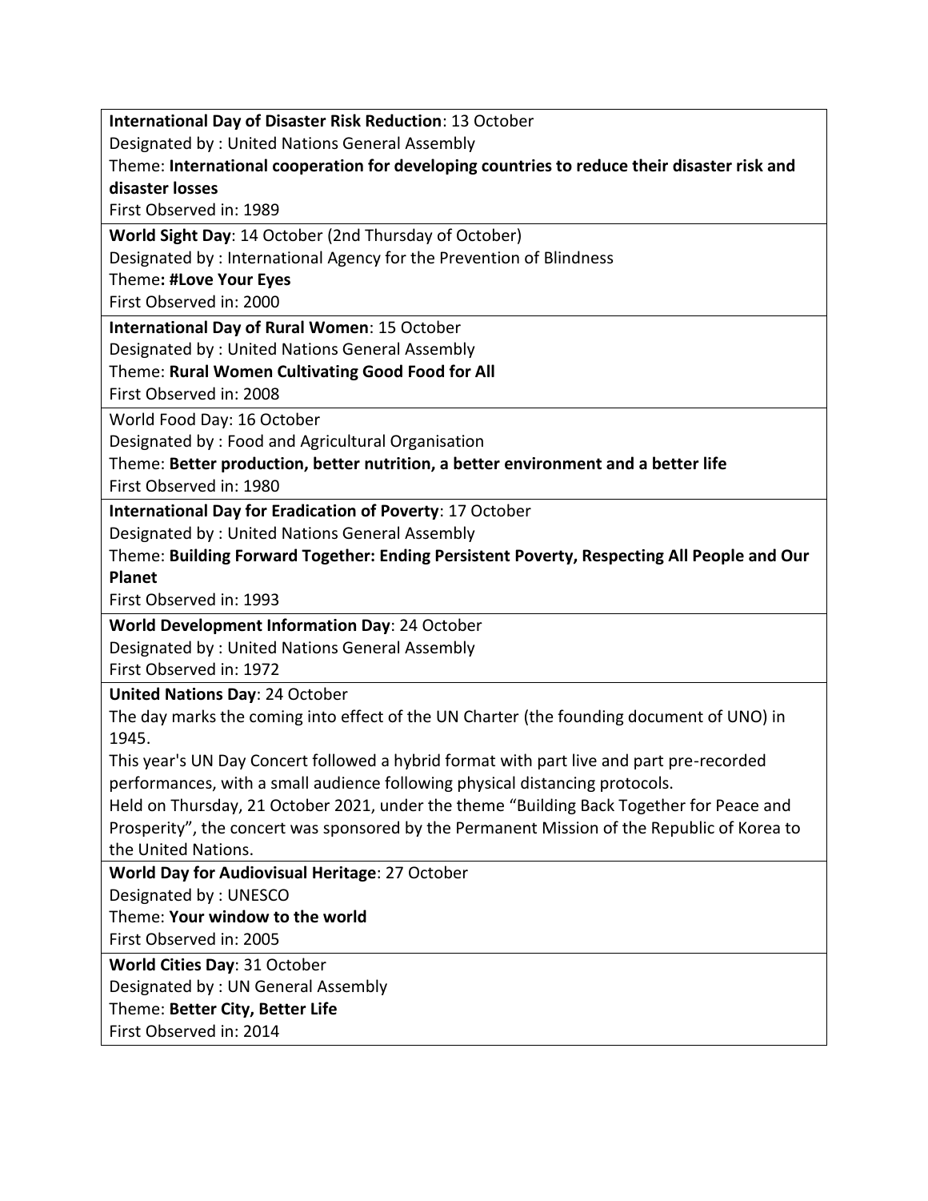| |
|---|
| **International Day of Disaster Risk Reduction**: 13 October<br>Designated by : United Nations General Assembly<br>Theme: **International cooperation for developing countries to reduce their disaster risk and disaster losses**<br>First Observed in: 1989 |
| **World Sight Day**: 14 October (2nd Thursday of October)<br>Designated by : International Agency for the Prevention of Blindness<br>Theme**: #Love Your Eyes**<br>First Observed in: 2000 |
| **International Day of Rural Women**: 15 October<br>Designated by : United Nations General Assembly<br>Theme: **Rural Women Cultivating Good Food for All**<br>First Observed in: 2008 |
| World Food Day: 16 October<br>Designated by : Food and Agricultural Organisation<br>Theme: **Better production, better nutrition, a better environment and a better life**<br>First Observed in: 1980 |
| **International Day for Eradication of Poverty**: 17 October<br>Designated by : United Nations General Assembly<br>Theme: **Building Forward Together: Ending Persistent Poverty, Respecting All People and Our Planet**<br>First Observed in: 1993 |
| **World Development Information Day**: 24 October<br>Designated by : United Nations General Assembly<br>First Observed in: 1972 |
| **United Nations Day**: 24 October<br>The day marks the coming into effect of the UN Charter (the founding document of UNO) in 1945.<br>This year's UN Day Concert followed a hybrid format with part live and part pre-recorded performances, with a small audience following physical distancing protocols.<br>Held on Thursday, 21 October 2021, under the theme "Building Back Together for Peace and Prosperity", the concert was sponsored by the Permanent Mission of the Republic of Korea to the United Nations. |
| **World Day for Audiovisual Heritage**: 27 October<br>Designated by : UNESCO<br>Theme: **Your window to the world**<br>First Observed in: 2005 |
| **World Cities Day**: 31 October<br>Designated by : UN General Assembly<br>Theme: **Better City, Better Life**<br>First Observed in: 2014 |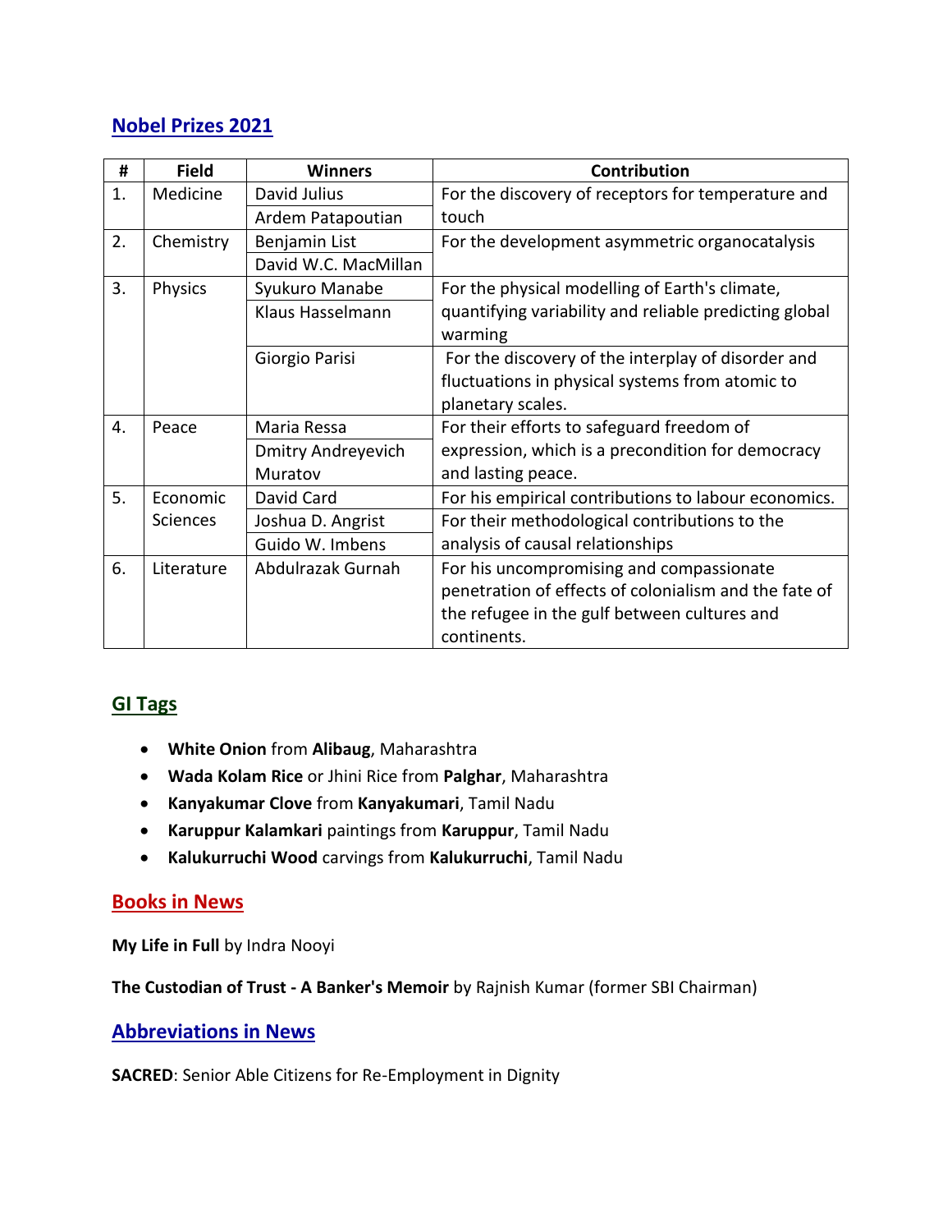## Nobel Prizes 2021

| # | Field | Winners | Contribution |
|---|---|---|---|
| 1. | Medicine | David Julius | For the discovery of receptors for temperature and touch |
| | | Ardem Patapoutian | |
| 2. | Chemistry | Benjamin List | For the development asymmetric organocatalysis |
| | | David W.C. MacMillan | |
| 3. | Physics | Syukuro Manabe | For the physical modelling of Earth's climate, quantifying variability and reliable predicting global warming |
| | | Klaus Hasselmann | |
| | | Giorgio Parisi | For the discovery of the interplay of disorder and fluctuations in physical systems from atomic to planetary scales. |
| 4. | Peace | Maria Ressa | For their efforts to safeguard freedom of expression, which is a precondition for democracy and lasting peace. |
| | | Dmitry Andreyevich Muratov | |
| 5. | Economic Sciences | David Card | For his empirical contributions to labour economics. |
| | | Joshua D. Angrist | For their methodological contributions to the analysis of causal relationships |
| | | Guido W. Imbens | |
| 6. | Literature | Abdulrazak Gurnah | For his uncompromising and compassionate penetration of effects of colonialism and the fate of the refugee in the gulf between cultures and continents. |

## GI Tags

- **White Onion** from **Alibaug**, Maharashtra
- **Wada Kolam Rice** or Jhini Rice from **Palghar**, Maharashtra
- **Kanyakumar Clove** from **Kanyakumari**, Tamil Nadu
- **Karuppur Kalamkari** paintings from **Karuppur**, Tamil Nadu
- **Kalukurruchi Wood** carvings from **Kalukurruchi**, Tamil Nadu

## Books in News

**My Life in Full** by Indra Nooyi

**The Custodian of Trust - A Banker's Memoir** by Rajnish Kumar (former SBI Chairman)

## Abbreviations in News

**SACRED**: Senior Able Citizens for Re-Employment in Dignity